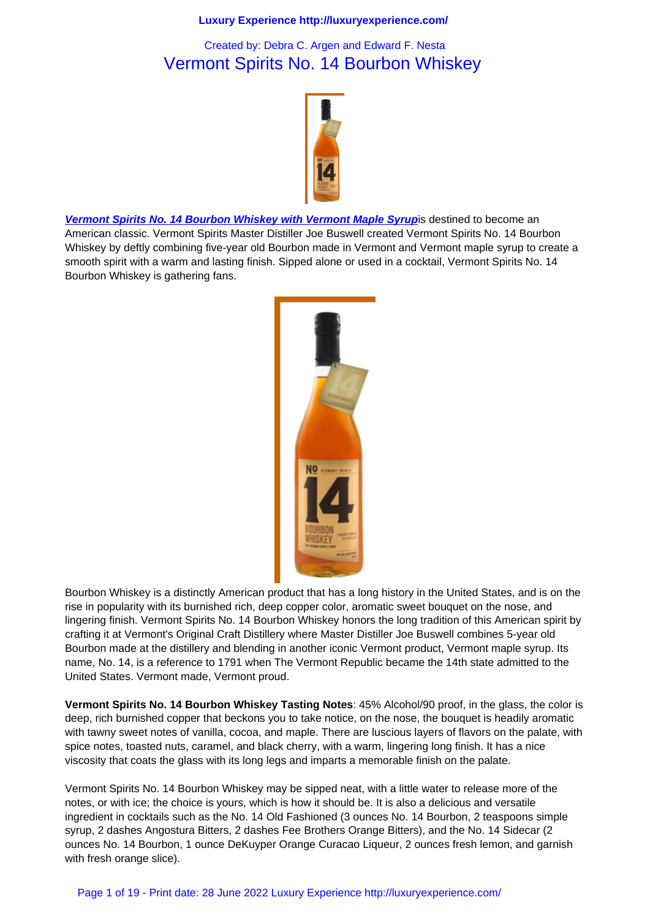Created by: Debra C. Argen and Edward F. Nesta

# Vermont Spirits No. 14 Bourbon Whiskey

***Vermont Spirits No. 14 Bourbon Whiskey with Vermont Maple Syrup*** is destined to become an American classic. Vermont Spirits Master Distiller Joe Buswell created Vermont Spirits No. 14 Bourbon Whiskey by deftly combining five-year old Bourbon made in Vermont and Vermont maple syrup to create a smooth spirit with a warm and lasting finish. Sipped alone or used in a cocktail, Vermont Spirits No. 14 Bourbon Whiskey is gathering fans.

Bourbon Whiskey is a distinctly American product that has a long history in the United States, and is on the rise in popularity with its burnished rich, deep copper color, aromatic sweet bouquet on the nose, and lingering finish. Vermont Spirits No. 14 Bourbon Whiskey honors the long tradition of this American spirit by crafting it at Vermont's Original Craft Distillery where Master Distiller Joe Buswell combines 5-year old Bourbon made at the distillery and blending in another iconic Vermont product, Vermont maple syrup. Its name, No. 14, is a reference to 1791 when The Vermont Republic became the 14th state admitted to the United States. Vermont made, Vermont proud.

**Vermont Spirits No. 14 Bourbon Whiskey Tasting Notes**: 45% Alcohol/90 proof, in the glass, the color is deep, rich burnished copper that beckons you to take notice, on the nose, the bouquet is headily aromatic with tawny sweet notes of vanilla, cocoa, and maple. There are luscious layers of flavors on the palate, with spice notes, toasted nuts, caramel, and black cherry, with a warm, lingering long finish. It has a nice viscosity that coats the glass with its long legs and imparts a memorable finish on the palate.

Vermont Spirits No. 14 Bourbon Whiskey may be sipped neat, with a little water to release more of the notes, or with ice; the choice is yours, which is how it should be. It is also a delicious and versatile ingredient in cocktails such as the No. 14 Old Fashioned (3 ounces No. 14 Bourbon, 2 teaspoons simple syrup, 2 dashes Angostura Bitters, 2 dashes Fee Brothers Orange Bitters), and the No. 14 Sidecar (2 ounces No. 14 Bourbon, 1 ounce DeKuyper Orange Curacao Liqueur, 2 ounces fresh lemon, and garnish with fresh orange slice).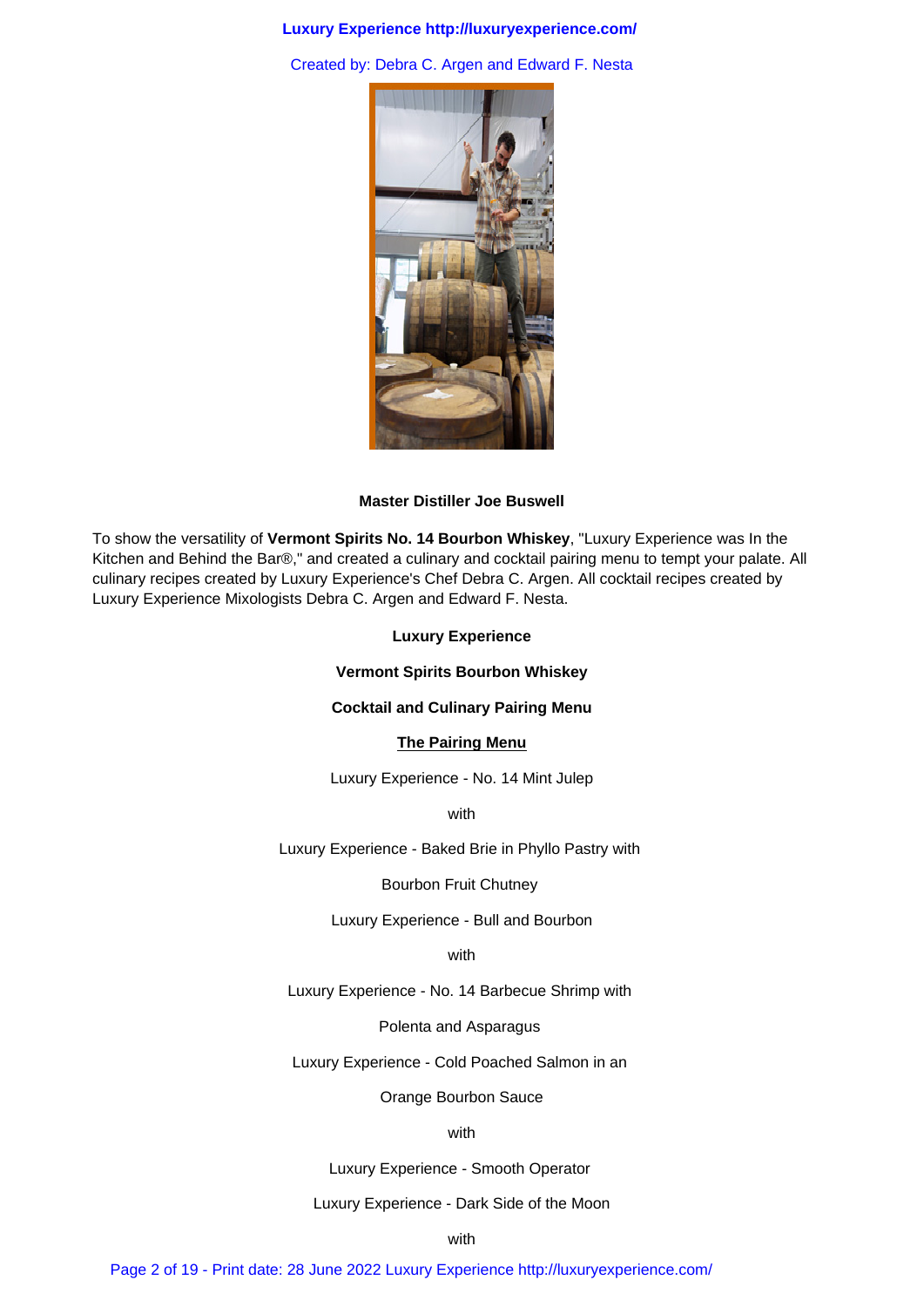**Master Distiller Joe Buswell**

To show the versatility of **Vermont Spirits No. 14 Bourbon Whiskey**, "Luxury Experience was In the Kitchen and Behind the Bar®," and created a culinary and cocktail pairing menu to tempt your palate. All culinary recipes created by Luxury Experience's Chef Debra C. Argen. All cocktail recipes created by Luxury Experience Mixologists Debra C. Argen and Edward F. Nesta.

**Luxury Experience**

**Vermont Spirits Bourbon Whiskey**

**Cocktail and Culinary Pairing Menu**

**The Pairing Menu**

Luxury Experience - No. 14 Mint Julep

with

Luxury Experience - Baked Brie in Phyllo Pastry with

Bourbon Fruit Chutney

Luxury Experience - Bull and Bourbon

with

Luxury Experience - No. 14 Barbecue Shrimp with

Polenta and Asparagus

Luxury Experience - Cold Poached Salmon in an

Orange Bourbon Sauce

with

Luxury Experience - Smooth Operator

Luxury Experience - Dark Side of the Moon

with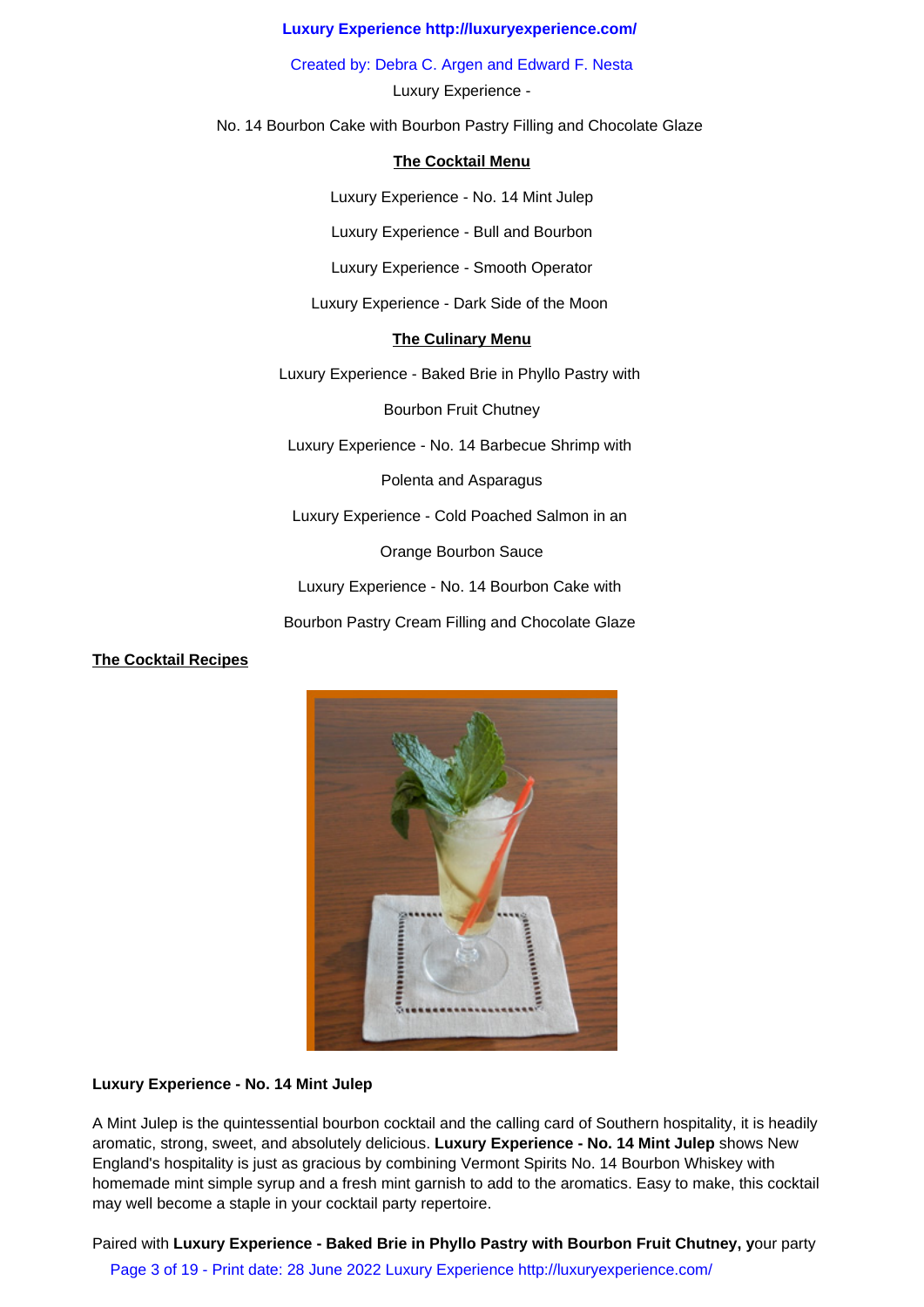Luxury Experience -

No. 14 Bourbon Cake with Bourbon Pastry Filling and Chocolate Glaze

**The Cocktail Menu**

Luxury Experience - No. 14 Mint Julep

Luxury Experience - Bull and Bourbon

Luxury Experience - Smooth Operator

Luxury Experience - Dark Side of the Moon

**The Culinary Menu**

Luxury Experience - Baked Brie in Phyllo Pastry with

Bourbon Fruit Chutney

Luxury Experience - No. 14 Barbecue Shrimp with

Polenta and Asparagus

Luxury Experience - Cold Poached Salmon in an

Orange Bourbon Sauce

Luxury Experience - No. 14 Bourbon Cake with

Bourbon Pastry Cream Filling and Chocolate Glaze

**The Cocktail Recipes**

**Luxury Experience - No. 14 Mint Julep**

A Mint Julep is the quintessential bourbon cocktail and the calling card of Southern hospitality, it is headily aromatic, strong, sweet, and absolutely delicious. **Luxury Experience - No. 14 Mint Julep** shows New England's hospitality is just as gracious by combining Vermont Spirits No. 14 Bourbon Whiskey with homemade mint simple syrup and a fresh mint garnish to add to the aromatics. Easy to make, this cocktail may well become a staple in your cocktail party repertoire.

Paired with **Luxury Experience - Baked Brie in Phyllo Pastry with Bourbon Fruit Chutney, y**our party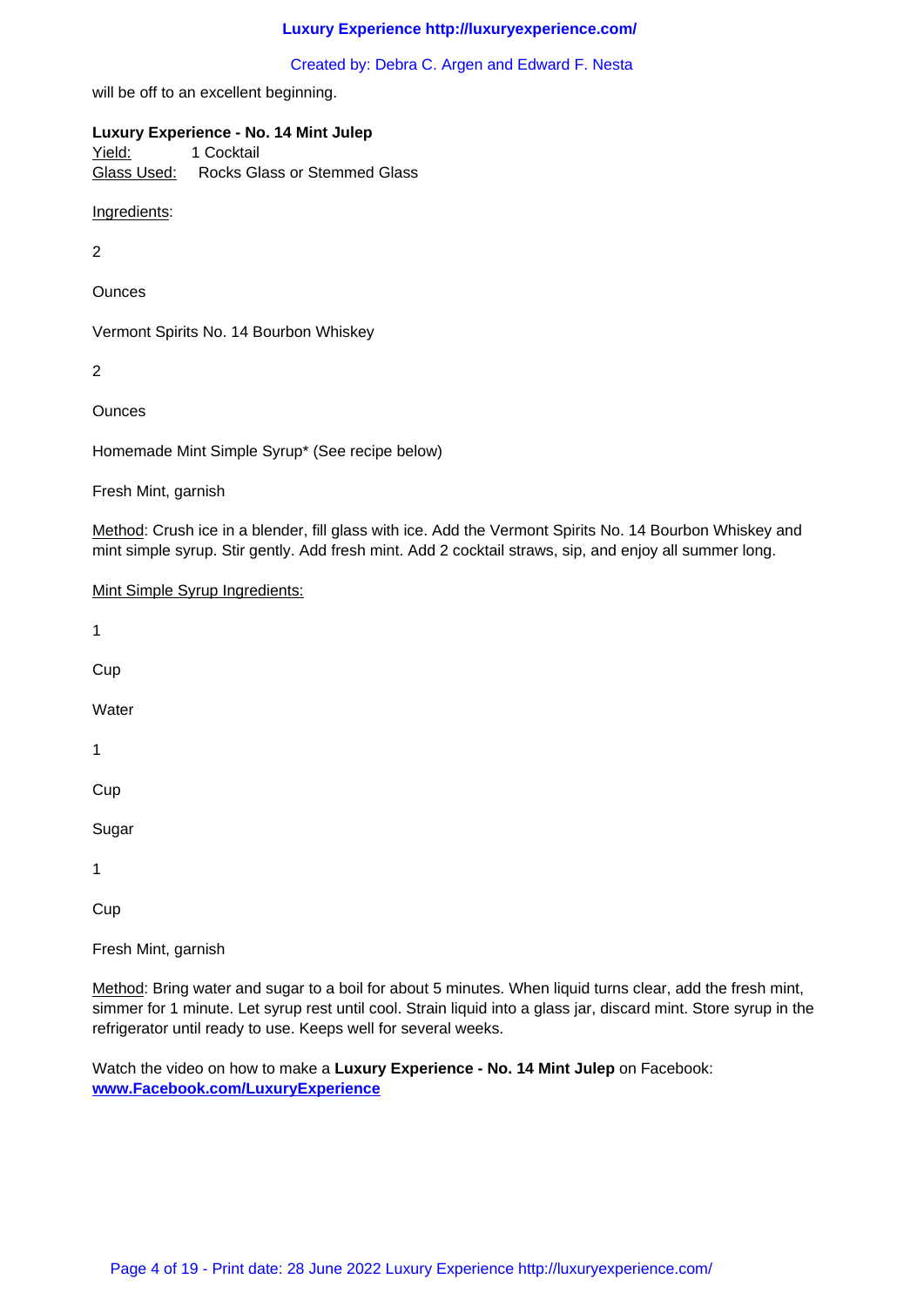will be off to an excellent beginning.

**Luxury Experience - No. 14 Mint Julep**

Yield: 1 Cocktail
Glass Used: Rocks Glass or Stemmed Glass

Ingredients:

2

Ounces

Vermont Spirits No. 14 Bourbon Whiskey

2

Ounces

Homemade Mint Simple Syrup* (See recipe below)

Fresh Mint, garnish

Method: Crush ice in a blender, fill glass with ice. Add the Vermont Spirits No. 14 Bourbon Whiskey and mint simple syrup. Stir gently. Add fresh mint. Add 2 cocktail straws, sip, and enjoy all summer long.

Mint Simple Syrup Ingredients:

1

Cup

Water

1

Cup

Sugar

1

Cup

Fresh Mint, garnish

Method: Bring water and sugar to a boil for about 5 minutes. When liquid turns clear, add the fresh mint, simmer for 1 minute. Let syrup rest until cool. Strain liquid into a glass jar, discard mint. Store syrup in the refrigerator until ready to use. Keeps well for several weeks.

Watch the video on how to make a **Luxury Experience - No. 14 Mint Julep** on Facebook: **www.Facebook.com/LuxuryExperience**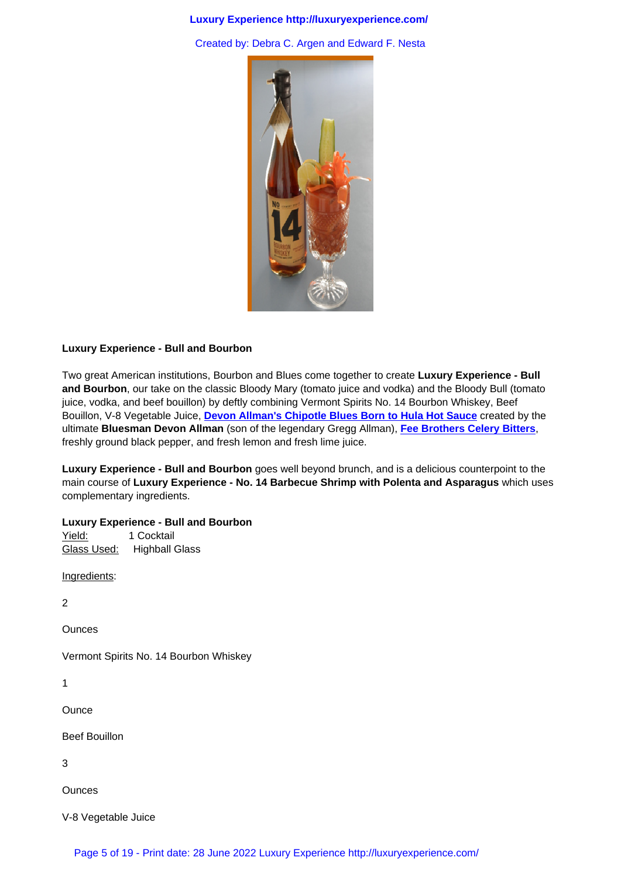Created by: Debra C. Argen and Edward F. Nesta

**Luxury Experience - Bull and Bourbon**

Two great American institutions, Bourbon and Blues come together to create **Luxury Experience - Bull and Bourbon**, our take on the classic Bloody Mary (tomato juice and vodka) and the Bloody Bull (tomato juice, vodka, and beef bouillon) by deftly combining Vermont Spirits No. 14 Bourbon Whiskey, Beef Bouillon, V-8 Vegetable Juice, **Devon Allman's Chipotle Blues Born to Hula Hot Sauce** created by the ultimate **Bluesman Devon Allman** (son of the legendary Gregg Allman), **Fee Brothers Celery Bitters**, freshly ground black pepper, and fresh lemon and fresh lime juice.

**Luxury Experience - Bull and Bourbon** goes well beyond brunch, and is a delicious counterpoint to the main course of **Luxury Experience - No. 14 Barbecue Shrimp with Polenta and Asparagus** which uses complementary ingredients.

**Luxury Experience - Bull and Bourbon**
Yield: 1 Cocktail
Glass Used: Highball Glass

Ingredients:

2

Ounces

Vermont Spirits No. 14 Bourbon Whiskey

1

Ounce

Beef Bouillon

3

Ounces

V-8 Vegetable Juice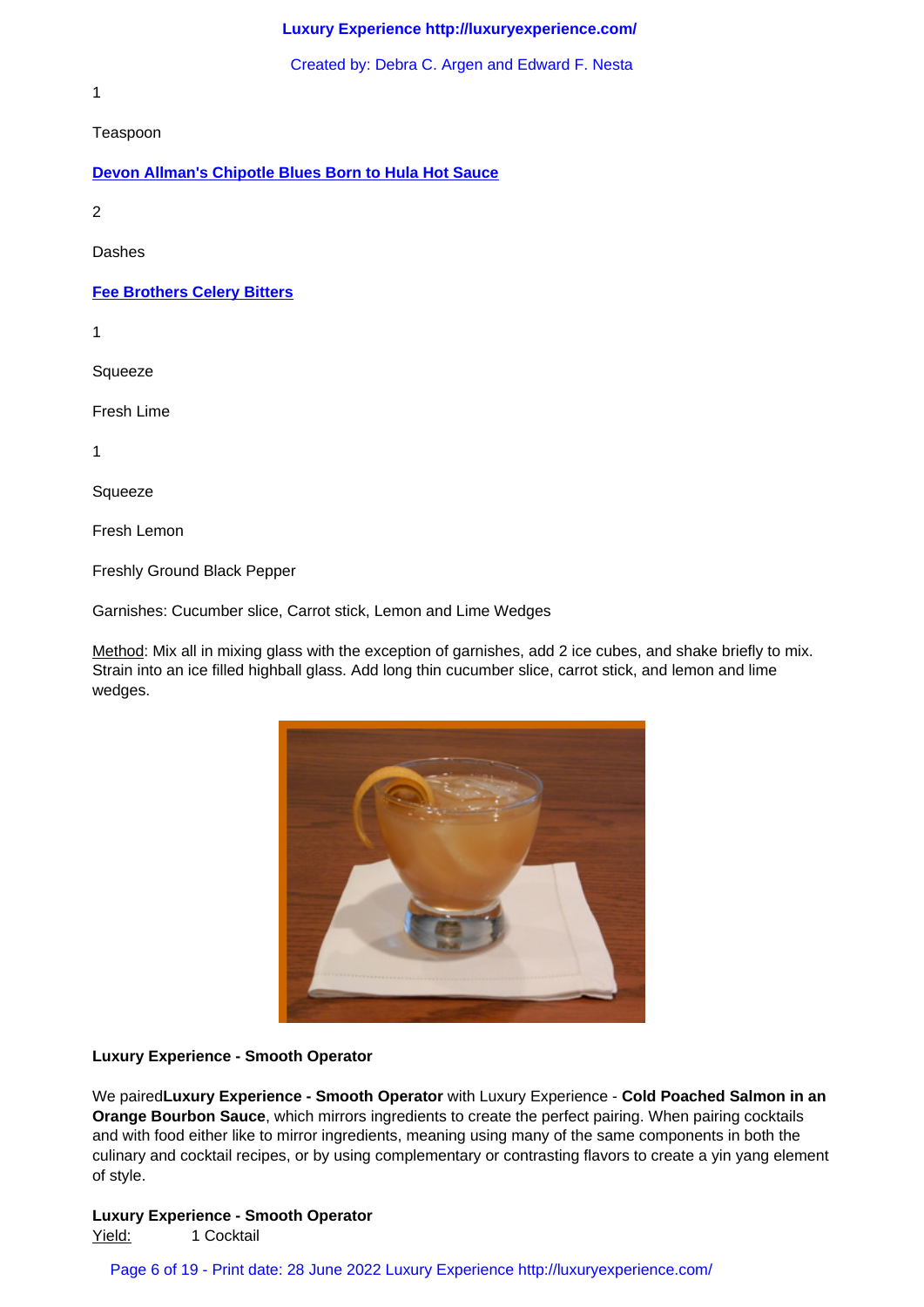1

Teaspoon

[Devon Allman's Chipotle Blues Born to Hula Hot Sauce]

2

Dashes

[Fee Brothers Celery Bitters]

1

Squeeze

Fresh Lime

1

Squeeze

Fresh Lemon

Freshly Ground Black Pepper

Garnishes: Cucumber slice, Carrot stick, Lemon and Lime Wedges

Method: Mix all in mixing glass with the exception of garnishes, add 2 ice cubes, and shake briefly to mix. Strain into an ice filled highball glass. Add long thin cucumber slice, carrot stick, and lemon and lime wedges.

**Luxury Experience - Smooth Operator**

We paired**Luxury Experience - Smooth Operator** with Luxury Experience - **Cold Poached Salmon in an Orange Bourbon Sauce**, which mirrors ingredients to create the perfect pairing. When pairing cocktails and with food either like to mirror ingredients, meaning using many of the same components in both the culinary and cocktail recipes, or by using complementary or contrasting flavors to create a yin yang element of style.

**Luxury Experience - Smooth Operator**

Yield: 1 Cocktail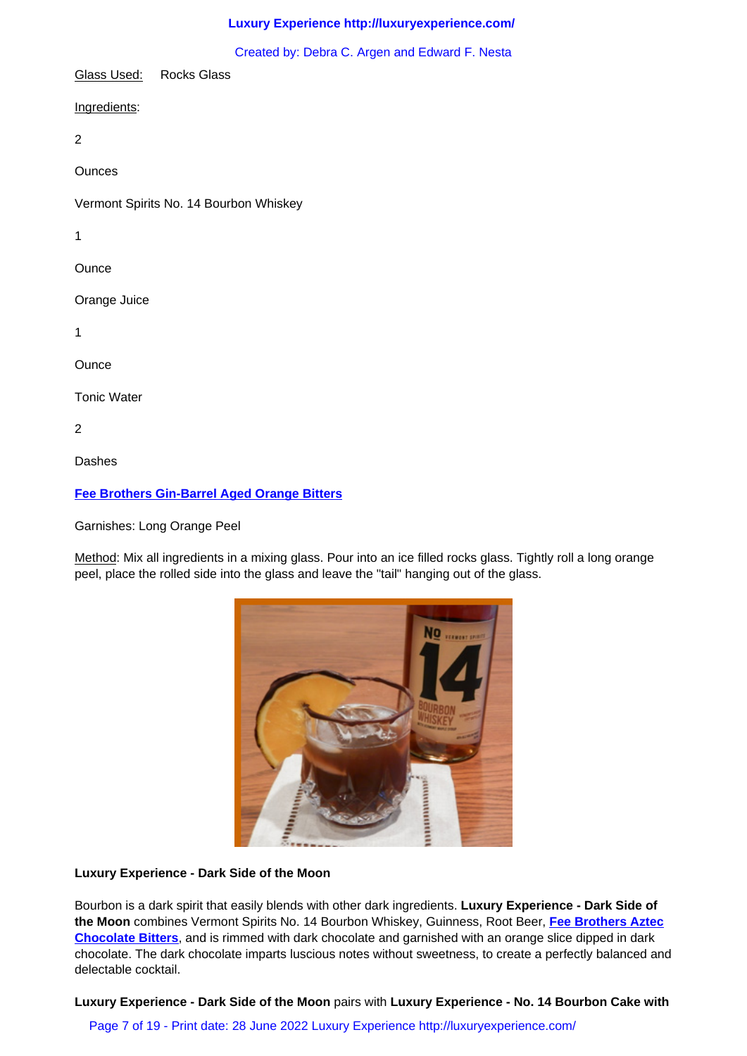Created by: Debra C. Argen and Edward F. Nesta

Glass Used: Rocks Glass

Ingredients:

2

Ounces

Vermont Spirits No. 14 Bourbon Whiskey

1

Ounce

Orange Juice

1

Ounce

Tonic Water

2

Dashes

**Fee Brothers Gin-Barrel Aged Orange Bitters**

Garnishes: Long Orange Peel

Method: Mix all ingredients in a mixing glass. Pour into an ice filled rocks glass. Tightly roll a long orange peel, place the rolled side into the glass and leave the "tail" hanging out of the glass.

**Luxury Experience - Dark Side of the Moon**

Bourbon is a dark spirit that easily blends with other dark ingredients. **Luxury Experience - Dark Side of the Moon** combines Vermont Spirits No. 14 Bourbon Whiskey, Guinness, Root Beer, **Fee Brothers Aztec Chocolate Bitters**, and is rimmed with dark chocolate and garnished with an orange slice dipped in dark chocolate. The dark chocolate imparts luscious notes without sweetness, to create a perfectly balanced and delectable cocktail.

**Luxury Experience - Dark Side of the Moon** pairs with **Luxury Experience - No. 14 Bourbon Cake with**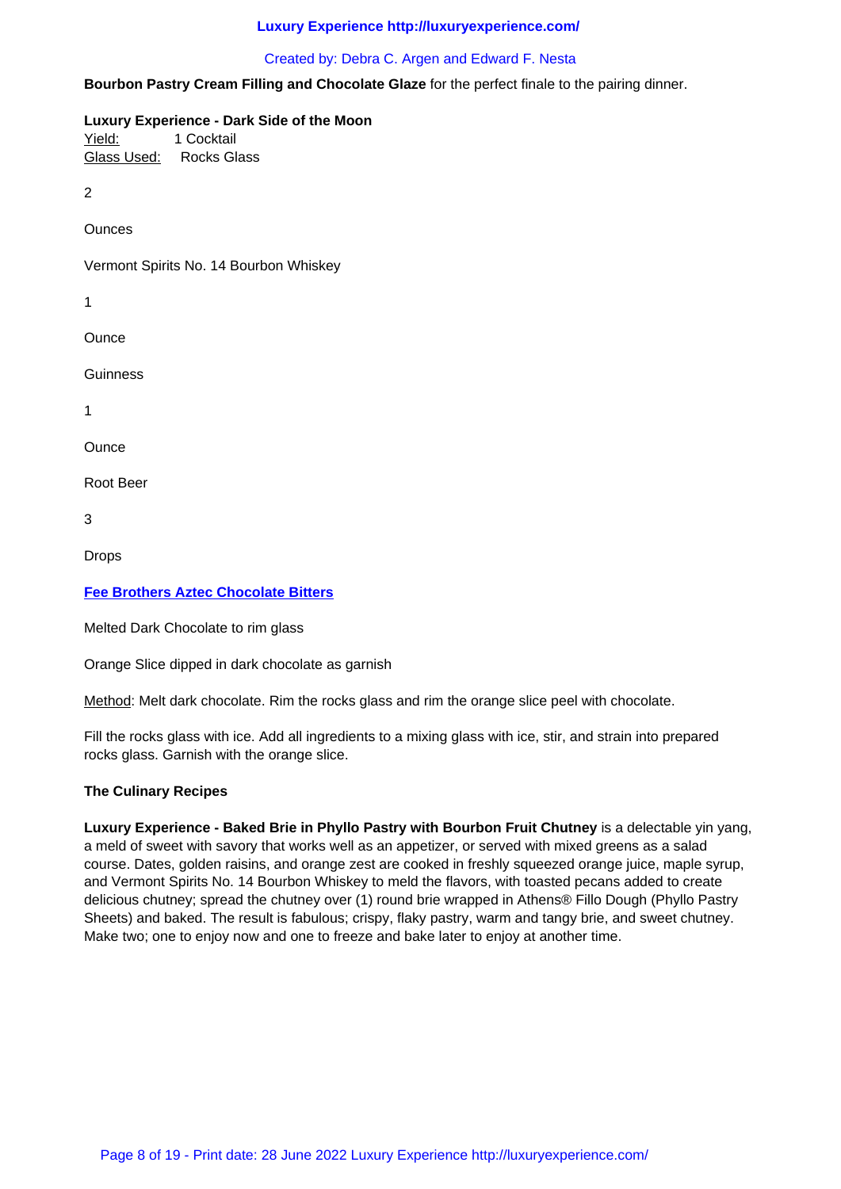**Bourbon Pastry Cream Filling and Chocolate Glaze** for the perfect finale to the pairing dinner.

**Luxury Experience - Dark Side of the Moon**
Yield: 1 Cocktail
Glass Used: Rocks Glass

2

Ounces

Vermont Spirits No. 14 Bourbon Whiskey

1

Ounce

Guinness

1

Ounce

Root Beer

3

Drops

**Fee Brothers Aztec Chocolate Bitters**

Melted Dark Chocolate to rim glass

Orange Slice dipped in dark chocolate as garnish

Method: Melt dark chocolate. Rim the rocks glass and rim the orange slice peel with chocolate.

Fill the rocks glass with ice. Add all ingredients to a mixing glass with ice, stir, and strain into prepared rocks glass. Garnish with the orange slice.

**The Culinary Recipes**

**Luxury Experience - Baked Brie in Phyllo Pastry with Bourbon Fruit Chutney** is a delectable yin yang, a meld of sweet with savory that works well as an appetizer, or served with mixed greens as a salad course. Dates, golden raisins, and orange zest are cooked in freshly squeezed orange juice, maple syrup, and Vermont Spirits No. 14 Bourbon Whiskey to meld the flavors, with toasted pecans added to create delicious chutney; spread the chutney over (1) round brie wrapped in Athens® Fillo Dough (Phyllo Pastry Sheets) and baked. The result is fabulous; crispy, flaky pastry, warm and tangy brie, and sweet chutney. Make two; one to enjoy now and one to freeze and bake later to enjoy at another time.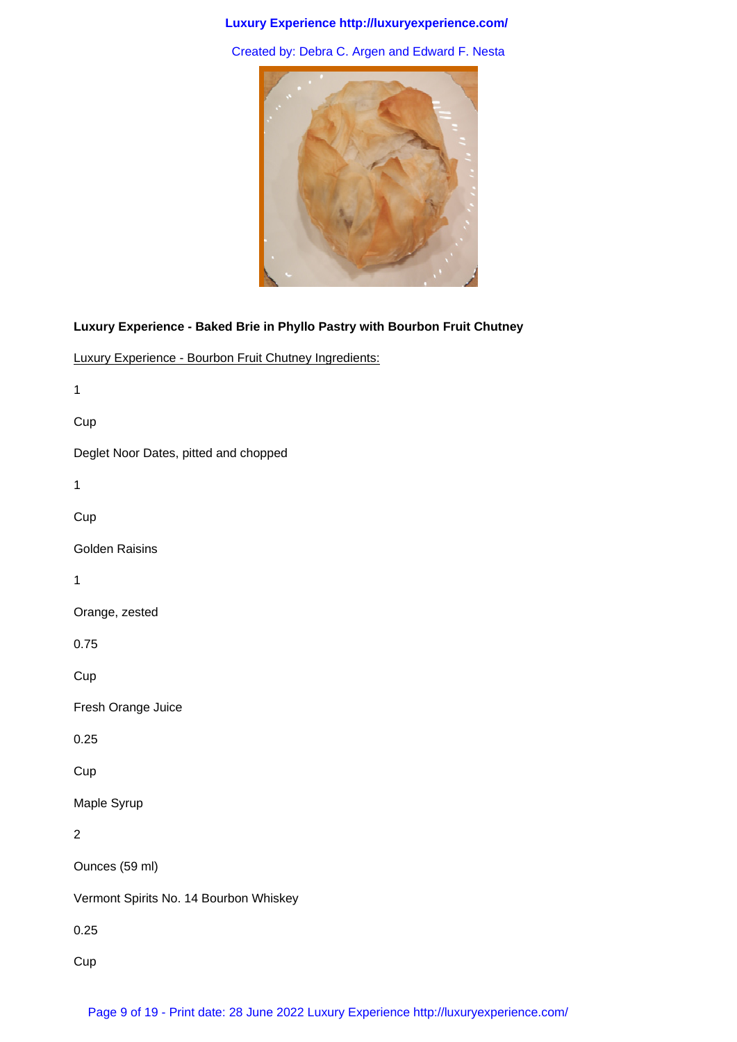**Luxury Experience - Baked Brie in Phyllo Pastry with Bourbon Fruit Chutney**

Luxury Experience - Bourbon Fruit Chutney Ingredients:

1

Cup

Deglet Noor Dates, pitted and chopped

1

Cup

Golden Raisins

1

Orange, zested

0.75

Cup

Fresh Orange Juice

0.25

Cup

Maple Syrup

2

Ounces (59 ml)

Vermont Spirits No. 14 Bourbon Whiskey

0.25

Cup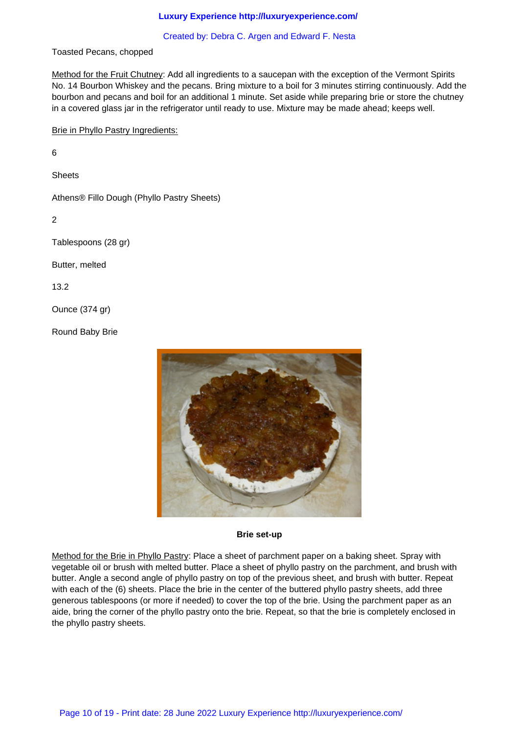Toasted Pecans, chopped

Method for the Fruit Chutney: Add all ingredients to a saucepan with the exception of the Vermont Spirits No. 14 Bourbon Whiskey and the pecans. Bring mixture to a boil for 3 minutes stirring continuously. Add the bourbon and pecans and boil for an additional 1 minute. Set aside while preparing brie or store the chutney in a covered glass jar in the refrigerator until ready to use. Mixture may be made ahead; keeps well.

Brie in Phyllo Pastry Ingredients:

6

Sheets

Athens® Fillo Dough (Phyllo Pastry Sheets)

2

Tablespoons (28 gr)

Butter, melted

13.2

Ounce (374 gr)

Round Baby Brie

**Brie set-up**

Method for the Brie in Phyllo Pastry: Place a sheet of parchment paper on a baking sheet. Spray with vegetable oil or brush with melted butter. Place a sheet of phyllo pastry on the parchment, and brush with butter. Angle a second angle of phyllo pastry on top of the previous sheet, and brush with butter. Repeat with each of the (6) sheets. Place the brie in the center of the buttered phyllo pastry sheets, add three generous tablespoons (or more if needed) to cover the top of the brie. Using the parchment paper as an aide, bring the corner of the phyllo pastry onto the brie. Repeat, so that the brie is completely enclosed in the phyllo pastry sheets.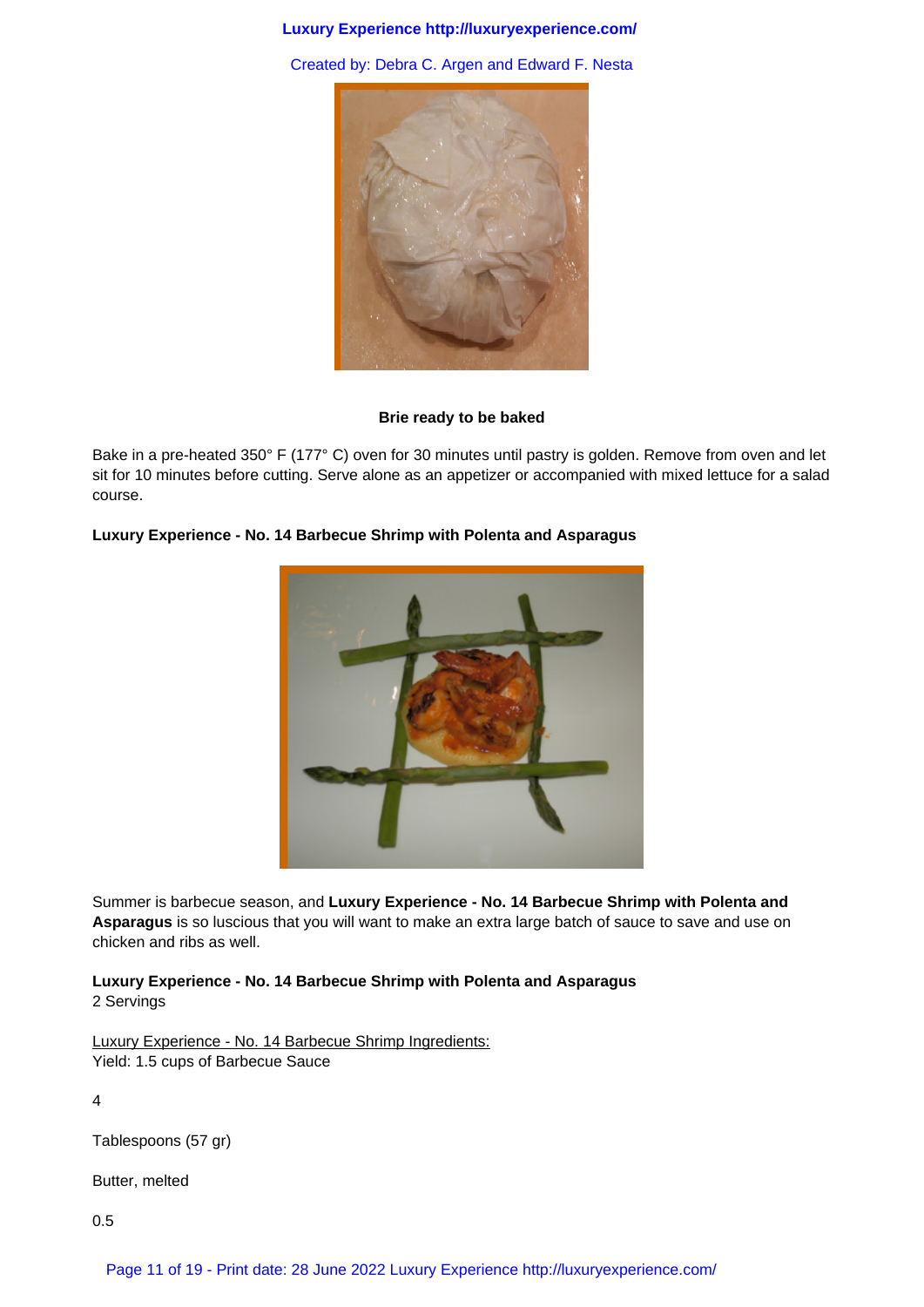**Brie ready to be baked**

Bake in a pre-heated 350° F (177° C) oven for 30 minutes until pastry is golden. Remove from oven and let sit for 10 minutes before cutting. Serve alone as an appetizer or accompanied with mixed lettuce for a salad course.

**Luxury Experience - No. 14 Barbecue Shrimp with Polenta and Asparagus**

Summer is barbecue season, and **Luxury Experience - No. 14 Barbecue Shrimp with Polenta and Asparagus** is so luscious that you will want to make an extra large batch of sauce to save and use on chicken and ribs as well.

**Luxury Experience - No. 14 Barbecue Shrimp with Polenta and Asparagus**
2 Servings

<u>Luxury Experience - No. 14 Barbecue Shrimp Ingredients:</u>
Yield: 1.5 cups of Barbecue Sauce

4

Tablespoons (57 gr)

Butter, melted

0.5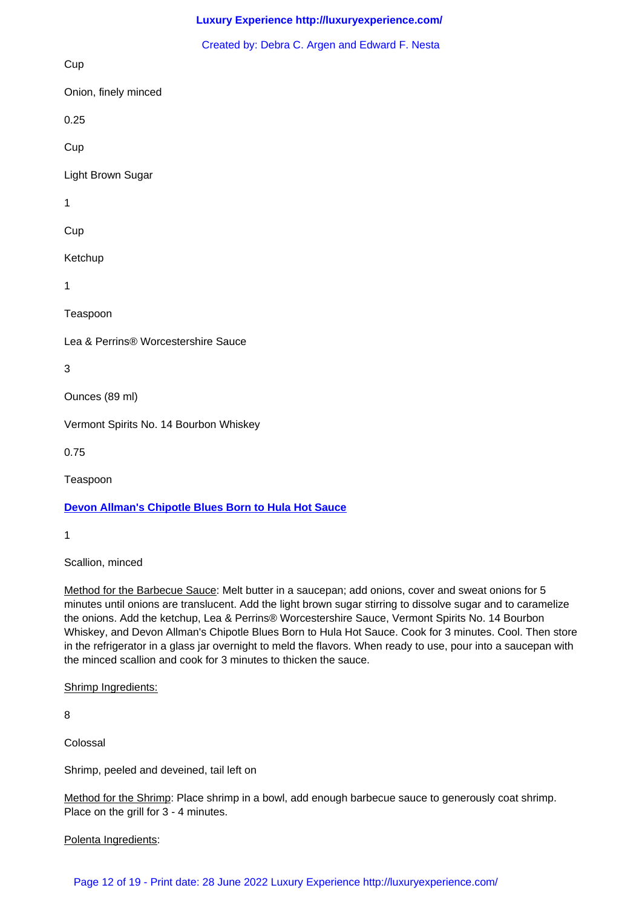Cup

Onion, finely minced

0.25

Cup

Light Brown Sugar

1

Cup

Ketchup

1

Teaspoon

Lea & Perrins® Worcestershire Sauce

3

Ounces (89 ml)

Vermont Spirits No. 14 Bourbon Whiskey

0.75

Teaspoon

**[Devon Allman's Chipotle Blues Born to Hula Hot Sauce]()**

1

Scallion, minced

Method for the Barbecue Sauce: Melt butter in a saucepan; add onions, cover and sweat onions for 5 minutes until onions are translucent. Add the light brown sugar stirring to dissolve sugar and to caramelize the onions. Add the ketchup, Lea & Perrins® Worcestershire Sauce, Vermont Spirits No. 14 Bourbon Whiskey, and Devon Allman's Chipotle Blues Born to Hula Hot Sauce. Cook for 3 minutes. Cool. Then store in the refrigerator in a glass jar overnight to meld the flavors. When ready to use, pour into a saucepan with the minced scallion and cook for 3 minutes to thicken the sauce.

Shrimp Ingredients:

8

Colossal

Shrimp, peeled and deveined, tail left on

Method for the Shrimp: Place shrimp in a bowl, add enough barbecue sauce to generously coat shrimp. Place on the grill for 3 - 4 minutes.

Polenta Ingredients: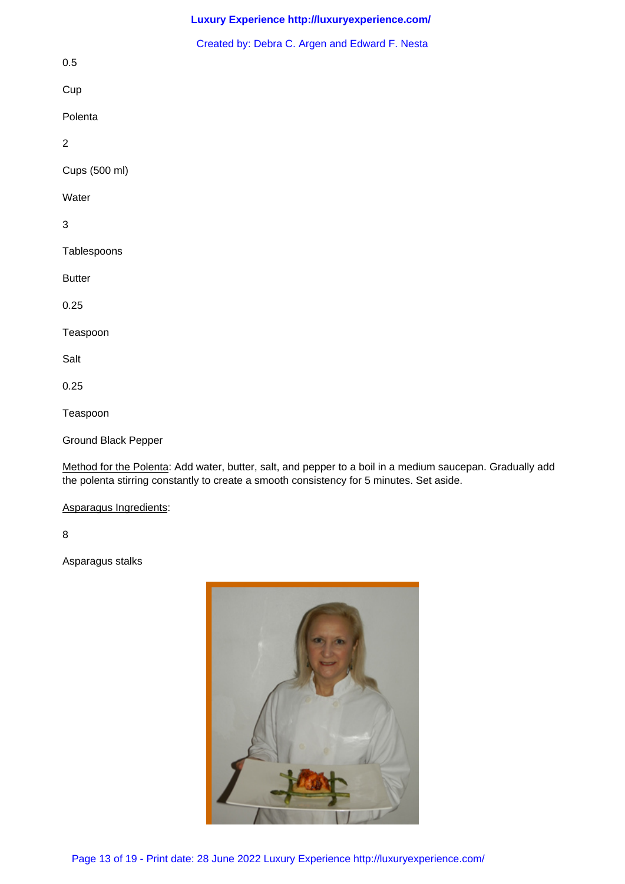0.5

Cup

Polenta

2

Cups (500 ml)

Water

3

Tablespoons

Butter

0.25

Teaspoon

Salt

0.25

Teaspoon

Ground Black Pepper

Method for the Polenta: Add water, butter, salt, and pepper to a boil in a medium saucepan. Gradually add the polenta stirring constantly to create a smooth consistency for 5 minutes. Set aside.

Asparagus Ingredients:

8

Asparagus stalks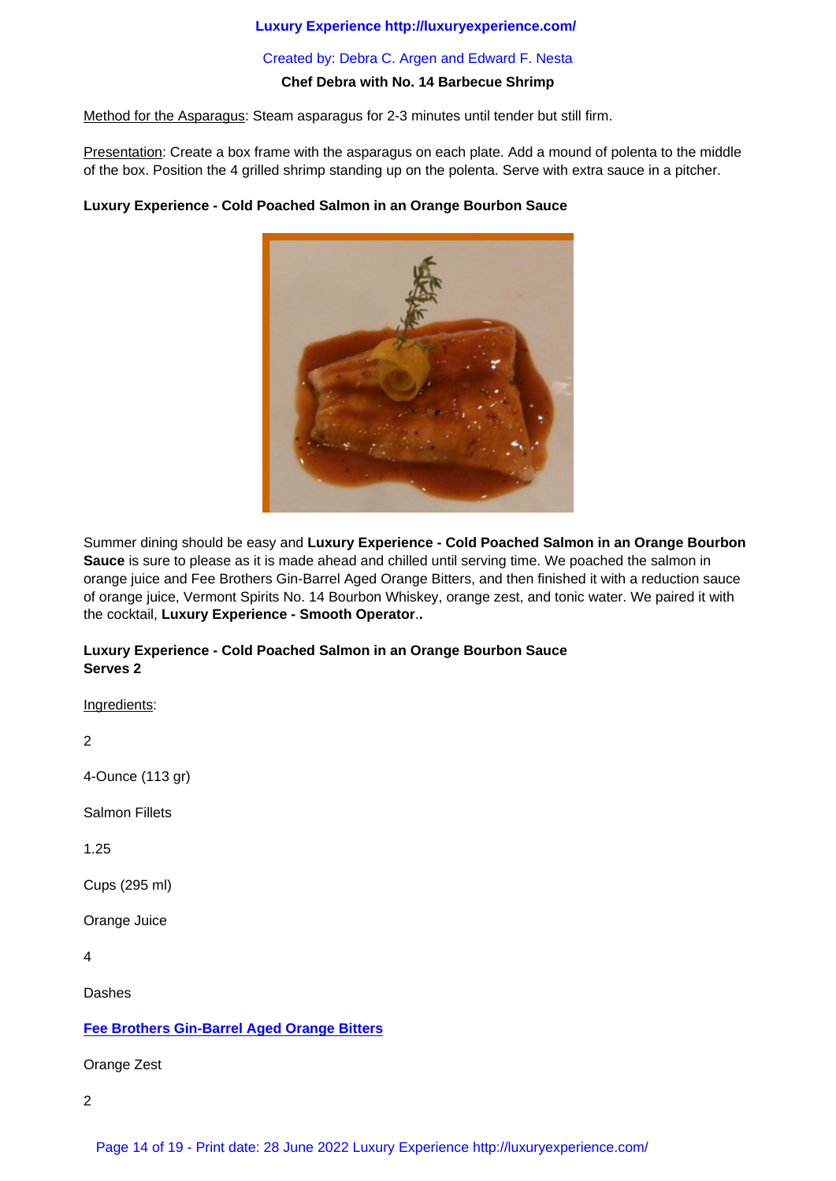Method for the Asparagus: Steam asparagus for 2-3 minutes until tender but still firm.

Presentation: Create a box frame with the asparagus on each plate. Add a mound of polenta to the middle of the box. Position the 4 grilled shrimp standing up on the polenta. Serve with extra sauce in a pitcher.

**Luxury Experience - Cold Poached Salmon in an Orange Bourbon Sauce**

Summer dining should be easy and **Luxury Experience - Cold Poached Salmon in an Orange Bourbon Sauce** is sure to please as it is made ahead and chilled until serving time. We poached the salmon in orange juice and Fee Brothers Gin-Barrel Aged Orange Bitters, and then finished it with a reduction sauce of orange juice, Vermont Spirits No. 14 Bourbon Whiskey, orange zest, and tonic water. We paired it with the cocktail, **Luxury Experience - Smooth Operator**..

**Luxury Experience - Cold Poached Salmon in an Orange Bourbon Sauce**
**Serves 2**

Ingredients:

2

4-Ounce (113 gr)

Salmon Fillets

1.25

Cups (295 ml)

Orange Juice

4

Dashes

**Fee Brothers Gin-Barrel Aged Orange Bitters**

Orange Zest

2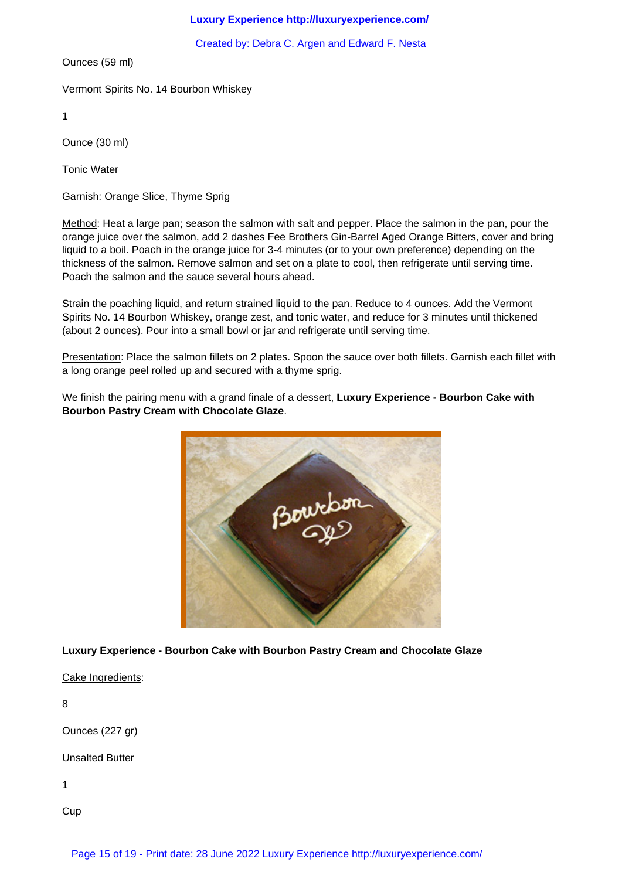Ounces (59 ml)

Vermont Spirits No. 14 Bourbon Whiskey

1

Ounce (30 ml)

Tonic Water

Garnish: Orange Slice, Thyme Sprig

Method: Heat a large pan; season the salmon with salt and pepper. Place the salmon in the pan, pour the orange juice over the salmon, add 2 dashes Fee Brothers Gin-Barrel Aged Orange Bitters, cover and bring liquid to a boil. Poach in the orange juice for 3-4 minutes (or to your own preference) depending on the thickness of the salmon. Remove salmon and set on a plate to cool, then refrigerate until serving time. Poach the salmon and the sauce several hours ahead.

Strain the poaching liquid, and return strained liquid to the pan. Reduce to 4 ounces. Add the Vermont Spirits No. 14 Bourbon Whiskey, orange zest, and tonic water, and reduce for 3 minutes until thickened (about 2 ounces). Pour into a small bowl or jar and refrigerate until serving time.

Presentation: Place the salmon fillets on 2 plates. Spoon the sauce over both fillets. Garnish each fillet with a long orange peel rolled up and secured with a thyme sprig.

We finish the pairing menu with a grand finale of a dessert, **Luxury Experience - Bourbon Cake with Bourbon Pastry Cream with Chocolate Glaze**.

**Luxury Experience - Bourbon Cake with Bourbon Pastry Cream and Chocolate Glaze**

Cake Ingredients:

8

Ounces (227 gr)

Unsalted Butter

1

Cup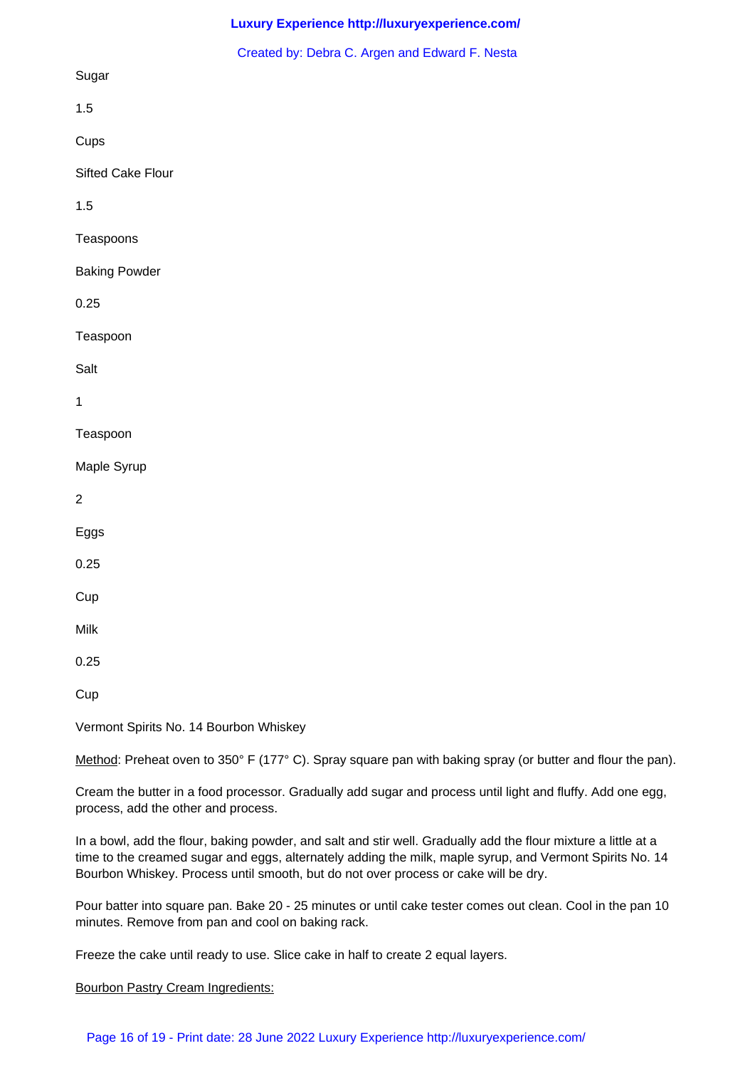Sugar

1.5

Cups

Sifted Cake Flour

1.5

Teaspoons

Baking Powder

0.25

Teaspoon

Salt

1

Teaspoon

Maple Syrup

2

Eggs

0.25

Cup

Milk

0.25

Cup

Vermont Spirits No. 14 Bourbon Whiskey

Method: Preheat oven to 350° F (177° C). Spray square pan with baking spray (or butter and flour the pan).

Cream the butter in a food processor. Gradually add sugar and process until light and fluffy. Add one egg, process, add the other and process.

In a bowl, add the flour, baking powder, and salt and stir well. Gradually add the flour mixture a little at a time to the creamed sugar and eggs, alternately adding the milk, maple syrup, and Vermont Spirits No. 14 Bourbon Whiskey. Process until smooth, but do not over process or cake will be dry.

Pour batter into square pan. Bake 20 - 25 minutes or until cake tester comes out clean. Cool in the pan 10 minutes. Remove from pan and cool on baking rack.

Freeze the cake until ready to use. Slice cake in half to create 2 equal layers.

Bourbon Pastry Cream Ingredients: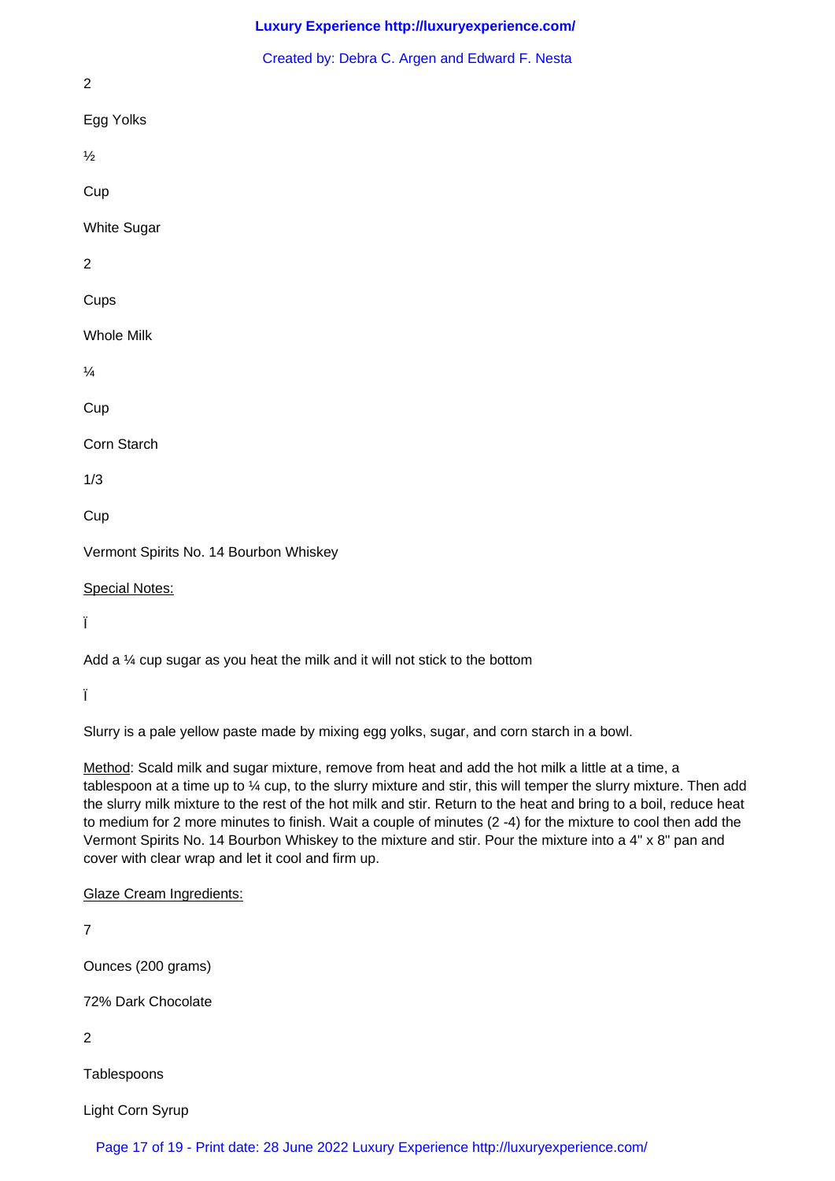2

Egg Yolks

½

Cup

White Sugar

2

Cups

Whole Milk

¼

Cup

Corn Starch

1/3

Cup

Vermont Spirits No. 14 Bourbon Whiskey

<u>Special Notes:</u>

Ï

Add a ¼ cup sugar as you heat the milk and it will not stick to the bottom

Ï

Slurry is a pale yellow paste made by mixing egg yolks, sugar, and corn starch in a bowl.

<u>Method</u>: Scald milk and sugar mixture, remove from heat and add the hot milk a little at a time, a tablespoon at a time up to ¼ cup, to the slurry mixture and stir, this will temper the slurry mixture. Then add the slurry milk mixture to the rest of the hot milk and stir. Return to the heat and bring to a boil, reduce heat to medium for 2 more minutes to finish. Wait a couple of minutes (2 -4) for the mixture to cool then add the Vermont Spirits No. 14 Bourbon Whiskey to the mixture and stir. Pour the mixture into a 4" x 8" pan and cover with clear wrap and let it cool and firm up.

<u>Glaze Cream Ingredients:</u>

7

Ounces (200 grams)

72% Dark Chocolate

2

Tablespoons

Light Corn Syrup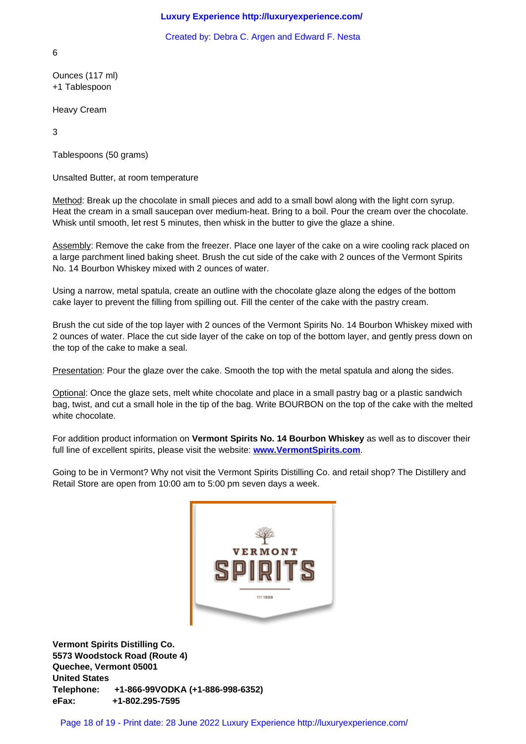6

Ounces (117 ml)
+1 Tablespoon

Heavy Cream

3

Tablespoons (50 grams)

Unsalted Butter, at room temperature

Method: Break up the chocolate in small pieces and add to a small bowl along with the light corn syrup. Heat the cream in a small saucepan over medium-heat. Bring to a boil. Pour the cream over the chocolate. Whisk until smooth, let rest 5 minutes, then whisk in the butter to give the glaze a shine.

Assembly: Remove the cake from the freezer. Place one layer of the cake on a wire cooling rack placed on a large parchment lined baking sheet. Brush the cut side of the cake with 2 ounces of the Vermont Spirits No. 14 Bourbon Whiskey mixed with 2 ounces of water.

Using a narrow, metal spatula, create an outline with the chocolate glaze along the edges of the bottom cake layer to prevent the filling from spilling out. Fill the center of the cake with the pastry cream.

Brush the cut side of the top layer with 2 ounces of the Vermont Spirits No. 14 Bourbon Whiskey mixed with 2 ounces of water. Place the cut side layer of the cake on top of the bottom layer, and gently press down on the top of the cake to make a seal.

Presentation: Pour the glaze over the cake. Smooth the top with the metal spatula and along the sides.

Optional: Once the glaze sets, melt white chocolate and place in a small pastry bag or a plastic sandwich bag, twist, and cut a small hole in the tip of the bag. Write BOURBON on the top of the cake with the melted white chocolate.

For addition product information on **Vermont Spirits No. 14 Bourbon Whiskey** as well as to discover their full line of excellent spirits, please visit the website: **[www.VermontSpirits.com](http://www.VermontSpirits.com)**.

Going to be in Vermont? Why not visit the Vermont Spirits Distilling Co. and retail shop? The Distillery and Retail Store are open from 10:00 am to 5:00 pm seven days a week.

**Vermont Spirits Distilling Co.**
**5573 Woodstock Road (Route 4)**
**Quechee, Vermont 05001**
**United States**
**Telephone: +1-866-99VODKA (+1-886-998-6352)**
**eFax: +1-802.295-7595**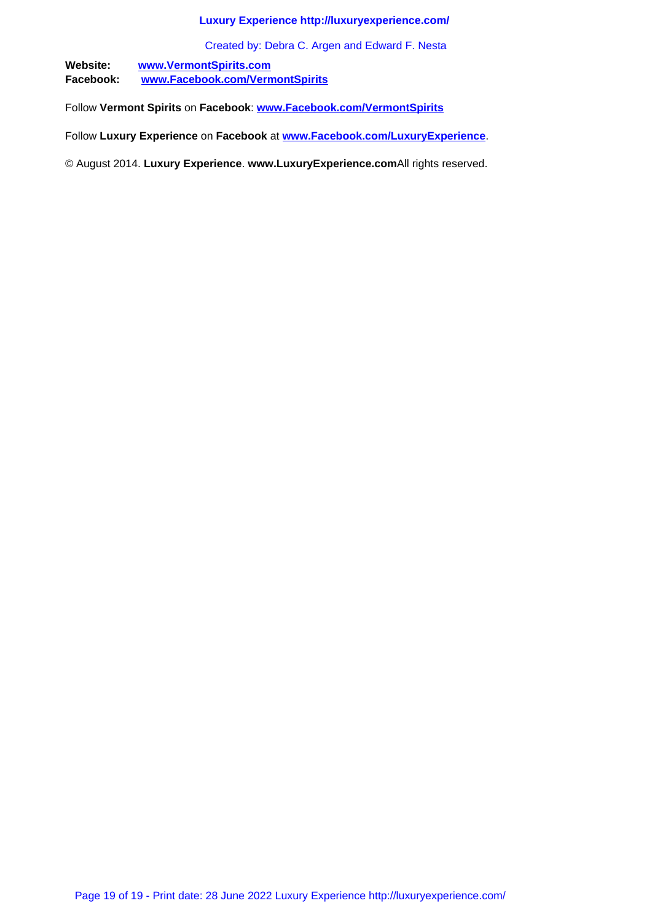**Website:** [www.VermontSpirits.com](http://www.VermontSpirits.com)
**Facebook:** [www.Facebook.com/VermontSpirits](http://www.Facebook.com/VermontSpirits)

Follow **Vermont Spirits** on **Facebook**: **www.Facebook.com/VermontSpirits**

Follow **Luxury Experience** on **Facebook** at **www.Facebook.com/LuxuryExperience**.

© August 2014. **Luxury Experience**. **www.LuxuryExperience.com**All rights reserved.